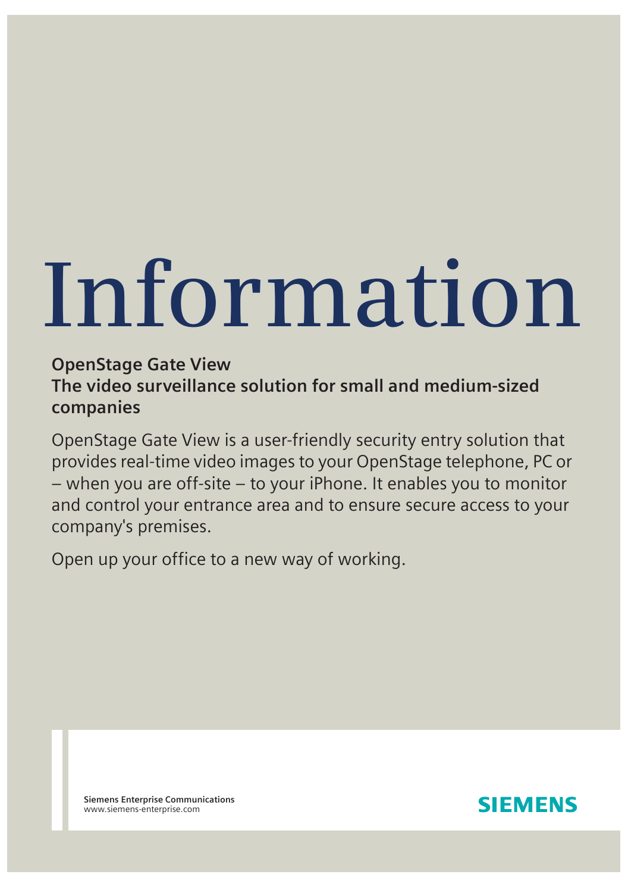# Information

**OpenStage Gate View**
**The video surveillance solution for small and medium-sized companies**

OpenStage Gate View is a user-friendly security entry solution that provides real-time video images to your OpenStage telephone, PC or – when you are off-site – to your iPhone. It enables you to monitor and control your entrance area and to ensure secure access to your company's premises.

Open up your office to a new way of working.

**Siemens Enterprise Communications**
www.siemens-enterprise.com

SIEMENS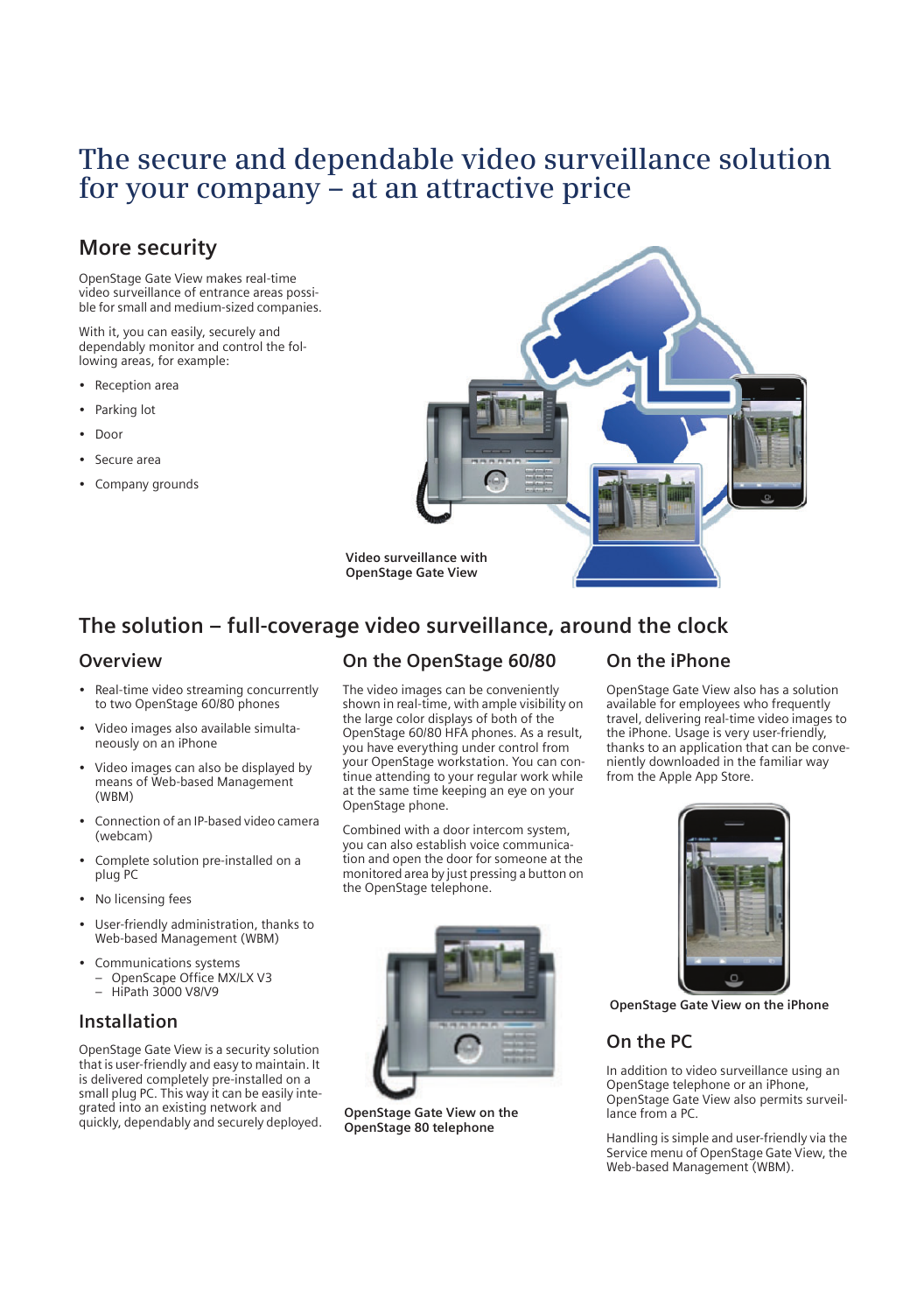# The secure and dependable video surveillance solution for your company – at an attractive price

## More security

OpenStage Gate View makes real-time video surveillance of entrance areas possible for small and medium-sized companies.

With it, you can easily, securely and dependably monitor and control the following areas, for example:

- Reception area
- Parking lot
- Door
- Secure area
- Company grounds

**Video surveillance with OpenStage Gate View**

## The solution – full-coverage video surveillance, around the clock

### Overview

- Real-time video streaming concurrently to two OpenStage 60/80 phones
- Video images also available simultaneously on an iPhone
- Video images can also be displayed by means of Web-based Management (WBM)
- Connection of an IP-based video camera (webcam)
- Complete solution pre-installed on a plug PC
- No licensing fees
- User-friendly administration, thanks to Web-based Management (WBM)
- Communications systems
  - OpenScape Office MX/LX V3
  - HiPath 3000 V8/V9

### Installation

OpenStage Gate View is a security solution that is user-friendly and easy to maintain. It is delivered completely pre-installed on a small plug PC. This way it can be easily integrated into an existing network and quickly, dependably and securely deployed.

### On the OpenStage 60/80

The video images can be conveniently shown in real-time, with ample visibility on the large color displays of both of the OpenStage 60/80 HFA phones. As a result, you have everything under control from your OpenStage workstation. You can continue attending to your regular work while at the same time keeping an eye on your OpenStage phone.

Combined with a door intercom system, you can also establish voice communication and open the door for someone at the monitored area by just pressing a button on the OpenStage telephone.

**OpenStage Gate View on the OpenStage 80 telephone**

### On the iPhone

OpenStage Gate View also has a solution available for employees who frequently travel, delivering real-time video images to the iPhone. Usage is very user-friendly, thanks to an application that can be conveniently downloaded in the familiar way from the Apple App Store.

**OpenStage Gate View on the iPhone**

### On the PC

In addition to video surveillance using an OpenStage telephone or an iPhone, OpenStage Gate View also permits surveillance from a PC.

Handling is simple and user-friendly via the Service menu of OpenStage Gate View, the Web-based Management (WBM).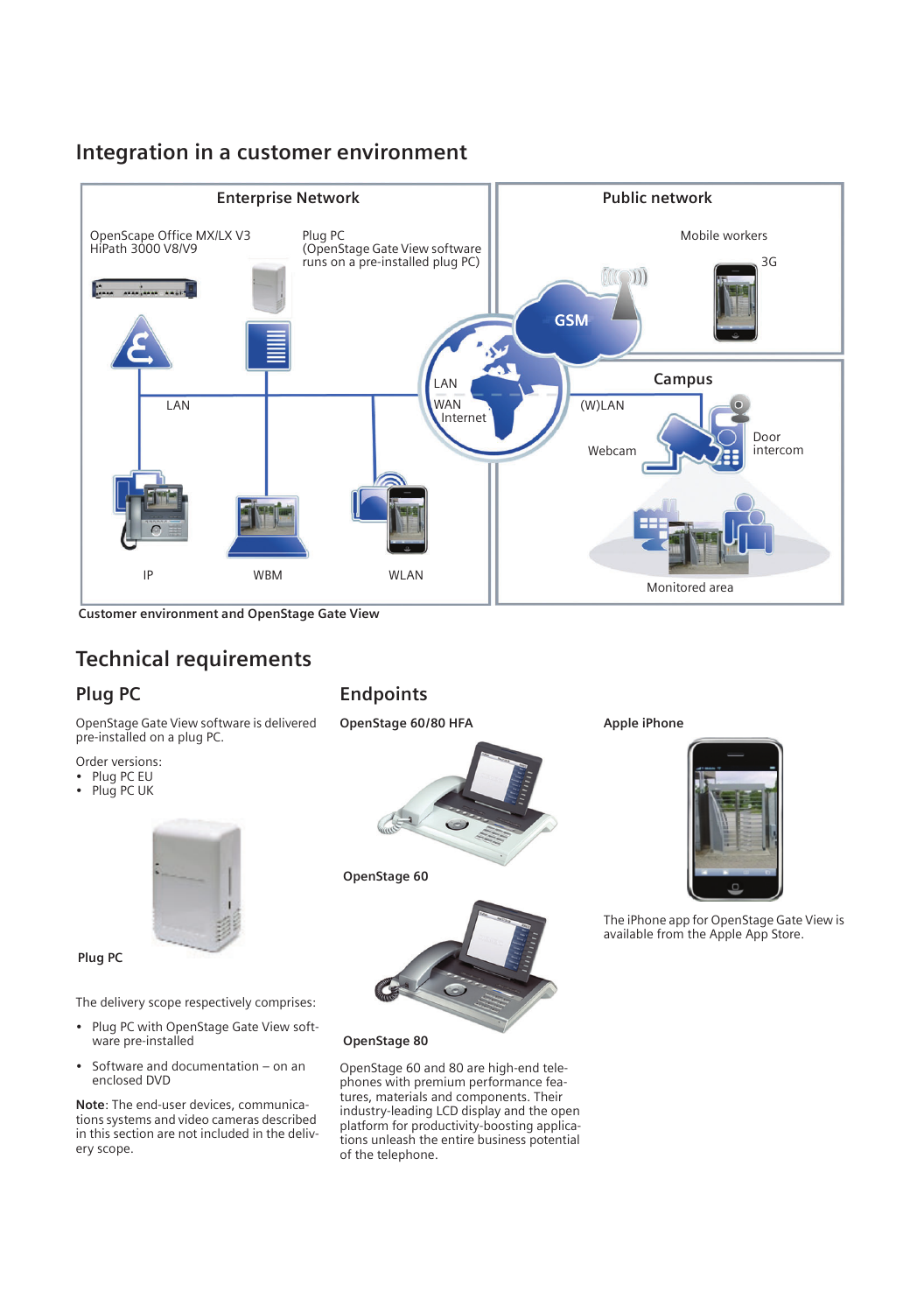## Integration in a customer environment

Customer environment and OpenStage Gate View

## Technical requirements

### Plug PC

OpenStage Gate View software is delivered pre-installed on a plug PC.

Order versions:

- Plug PC EU
- Plug PC UK

Plug PC

The delivery scope respectively comprises:

- Plug PC with OpenStage Gate View software pre-installed
- Software and documentation – on an enclosed DVD

**Note**: The end-user devices, communications systems and video cameras described in this section are not included in the delivery scope.

### Endpoints

**OpenStage 60/80 HFA**

OpenStage 60

OpenStage 80

OpenStage 60 and 80 are high-end telephones with premium performance features, materials and components. Their industry-leading LCD display and the open platform for productivity-boosting applications unleash the entire business potential of the telephone.

**Apple iPhone**

The iPhone app for OpenStage Gate View is available from the Apple App Store.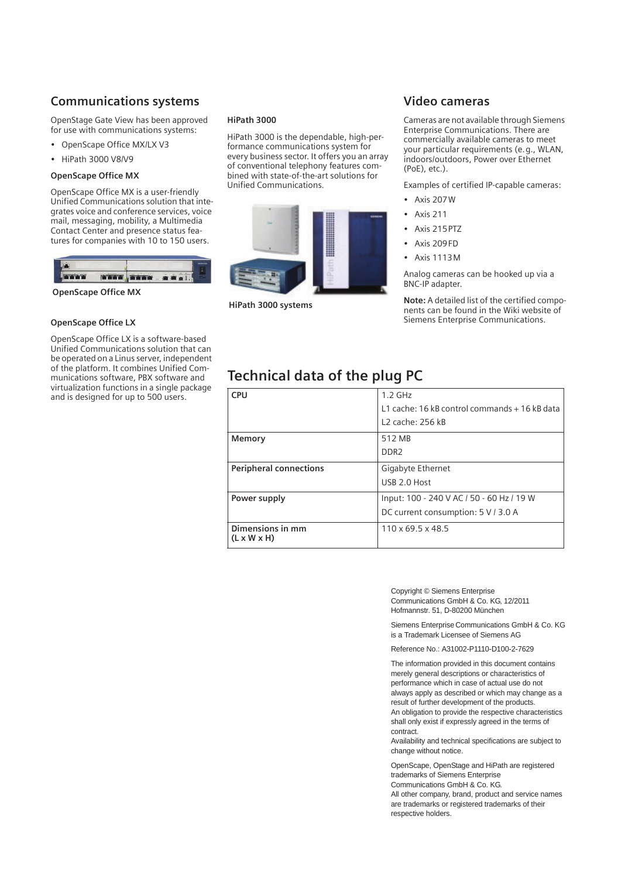## Communications systems

OpenStage Gate View has been approved for use with communications systems:

- OpenScape Office MX/LX V3
- HiPath 3000 V8/V9

### OpenScape Office MX

OpenScape Office MX is a user-friendly Unified Communications solution that integrates voice and conference services, voice mail, messaging, mobility, a Multimedia Contact Center and presence status features for companies with 10 to 150 users.

OpenScape Office MX

### OpenScape Office LX

OpenScape Office LX is a software-based Unified Communications solution that can be operated on a Linus server, independent of the platform. It combines Unified Communications software, PBX software and virtualization functions in a single package and is designed for up to 500 users.

### HiPath 3000

HiPath 3000 is the dependable, high-performance communications system for every business sector. It offers you an array of conventional telephony features combined with state-of-the-art solutions for Unified Communications.

HiPath 3000 systems

## Video cameras

Cameras are not available through Siemens Enterprise Communications. There are commercially available cameras to meet your particular requirements (e.g., WLAN, indoors/outdoors, Power over Ethernet (PoE), etc.).

Examples of certified IP-capable cameras:

- Axis 207W
- Axis 211
- Axis 215PTZ
- Axis 209FD
- Axis 1113M

Analog cameras can be hooked up via a BNC-IP adapter.

**Note:** A detailed list of the certified components can be found in the Wiki website of Siemens Enterprise Communications.

## Technical data of the plug PC

| | |
|---|---|
| **CPU** | 1.2 GHz<br>L1 cache: 16 kB control commands + 16 kB data<br>L2 cache: 256 kB |
| **Memory** | 512 MB<br>DDR2 |
| **Peripheral connections** | Gigabyte Ethernet<br>USB 2.0 Host |
| **Power supply** | Input: 100 - 240 V AC / 50 - 60 Hz / 19 W<br>DC current consumption: 5 V / 3.0 A |
| **Dimensions in mm (L x W x H)** | 110 x 69.5 x 48.5 |

Copyright © Siemens Enterprise Communications GmbH & Co. KG, 12/2011
Hofmannstr. 51, D-80200 München

Siemens Enterprise Communications GmbH & Co. KG is a Trademark Licensee of Siemens AG

Reference No.: A31002-P1110-D100-2-7629

The information provided in this document contains merely general descriptions or characteristics of performance which in case of actual use do not always apply as described or which may change as a result of further development of the products.
An obligation to provide the respective characteristics shall only exist if expressly agreed in the terms of contract.
Availability and technical specifications are subject to change without notice.

OpenScape, OpenStage and HiPath are registered trademarks of Siemens Enterprise Communications GmbH & Co. KG.
All other company, brand, product and service names are trademarks or registered trademarks of their respective holders.